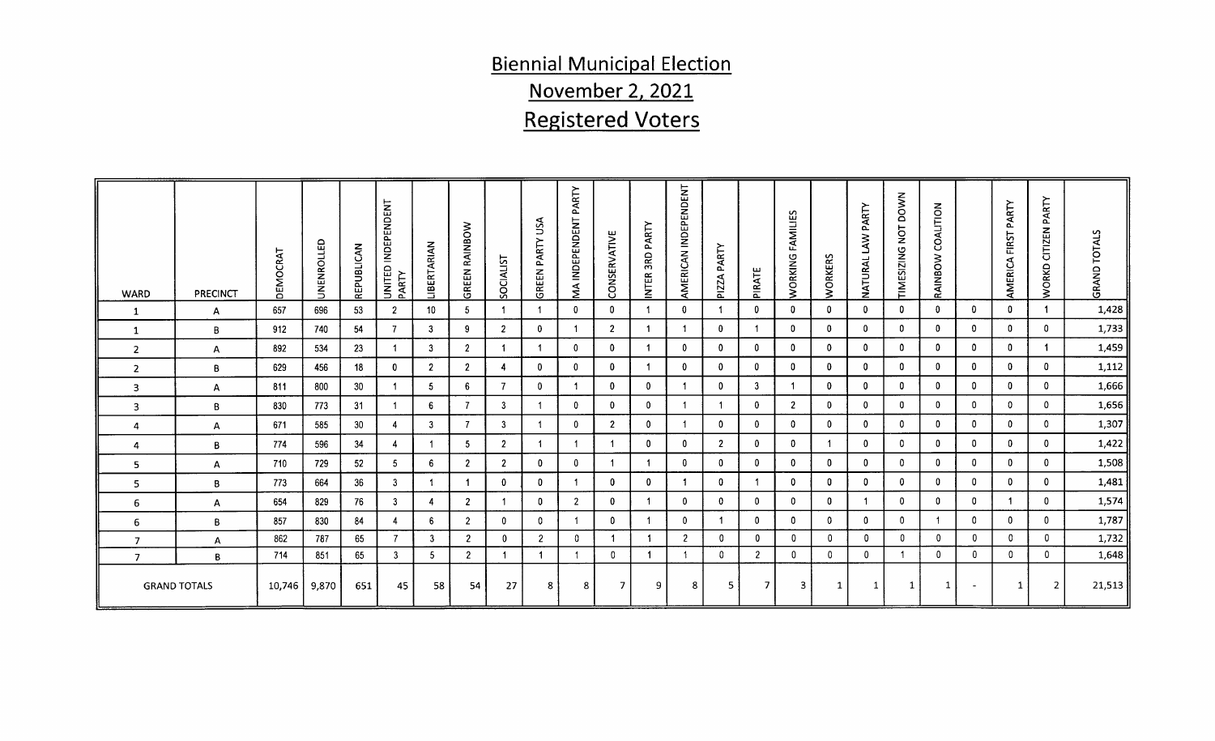# Biennial Municipal Election
## November 2, 2021
## Registered Voters

| WARD | PRECINCT | DEMOCRAT | UNENROLLED | REPUBLICAN | UNITED INDEPENDENT PARTY | LIBERTARIAN | GREEN RAINBOW | SOCIALIST | GREEN PARTY USA | MA INDEPENDENT PARTY | CONSERVATIVE | INTER 3RD PARTY | AMERICAN INDEPENDENT | PIZZA PARTY | PIRATE | WORKING FAMILIES | WORKERS | NATURAL LAW PARTY | TIMESIZING NOT DOWN | RAINBOW COALITION | | AMERICA FIRST PARTY | WORKD CITIZEN PARTY | GRAND TOTALS |
|---|---|---|---|---|---|---|---|---|---|---|---|---|---|---|---|---|---|---|---|---|---|---|---|---|
| 1 | A | 657 | 696 | 53 | 2 | 10 | 5 | 1 | 1 | 0 | 0 | 1 | 0 | 1 | 0 | 0 | 0 | 0 | 0 | 0 | 0 | 0 | 1 | 1,428 |
| 1 | B | 912 | 740 | 54 | 7 | 3 | 9 | 2 | 0 | 1 | 2 | 1 | 1 | 0 | 1 | 0 | 0 | 0 | 0 | 0 | 0 | 0 | 0 | 1,733 |
| 2 | A | 892 | 534 | 23 | 1 | 3 | 2 | 1 | 1 | 0 | 0 | 1 | 0 | 0 | 0 | 0 | 0 | 0 | 0 | 0 | 0 | 0 | 1 | 1,459 |
| 2 | B | 629 | 456 | 18 | 0 | 2 | 2 | 4 | 0 | 0 | 0 | 1 | 0 | 0 | 0 | 0 | 0 | 0 | 0 | 0 | 0 | 0 | 0 | 1,112 |
| 3 | A | 811 | 800 | 30 | 1 | 5 | 6 | 7 | 0 | 1 | 0 | 0 | 1 | 0 | 3 | 1 | 0 | 0 | 0 | 0 | 0 | 0 | 0 | 1,666 |
| 3 | B | 830 | 773 | 31 | 1 | 6 | 7 | 3 | 1 | 0 | 0 | 0 | 1 | 1 | 0 | 2 | 0 | 0 | 0 | 0 | 0 | 0 | 0 | 1,656 |
| 4 | A | 671 | 585 | 30 | 4 | 3 | 7 | 3 | 1 | 0 | 2 | 0 | 1 | 0 | 0 | 0 | 0 | 0 | 0 | 0 | 0 | 0 | 0 | 1,307 |
| 4 | B | 774 | 596 | 34 | 4 | 1 | 5 | 2 | 1 | 1 | 1 | 0 | 0 | 2 | 0 | 0 | 1 | 0 | 0 | 0 | 0 | 0 | 0 | 1,422 |
| 5 | A | 710 | 729 | 52 | 5 | 6 | 2 | 2 | 0 | 0 | 1 | 1 | 0 | 0 | 0 | 0 | 0 | 0 | 0 | 0 | 0 | 0 | 0 | 1,508 |
| 5 | B | 773 | 664 | 36 | 3 | 1 | 1 | 0 | 0 | 1 | 0 | 0 | 1 | 0 | 1 | 0 | 0 | 0 | 0 | 0 | 0 | 0 | 0 | 1,481 |
| 6 | A | 654 | 829 | 76 | 3 | 4 | 2 | 1 | 0 | 2 | 0 | 1 | 0 | 0 | 0 | 0 | 0 | 1 | 0 | 0 | 0 | 1 | 0 | 1,574 |
| 6 | B | 857 | 830 | 84 | 4 | 6 | 2 | 0 | 0 | 1 | 0 | 1 | 0 | 1 | 0 | 0 | 0 | 0 | 0 | 1 | 0 | 0 | 0 | 1,787 |
| 7 | A | 862 | 787 | 65 | 7 | 3 | 2 | 0 | 2 | 0 | 1 | 1 | 2 | 0 | 0 | 0 | 0 | 0 | 0 | 0 | 0 | 0 | 0 | 1,732 |
| 7 | B | 714 | 851 | 65 | 3 | 5 | 2 | 1 | 1 | 1 | 0 | 1 | 1 | 0 | 2 | 0 | 0 | 0 | 1 | 0 | 0 | 0 | 0 | 1,648 |
| GRAND TOTALS | | 10,746 | 9,870 | 651 | 45 | 58 | 54 | 27 | 8 | 8 | 7 | 9 | 8 | 5 | 7 | 3 | 1 | 1 | 1 | 1 | - | 1 | 2 | 21,513 |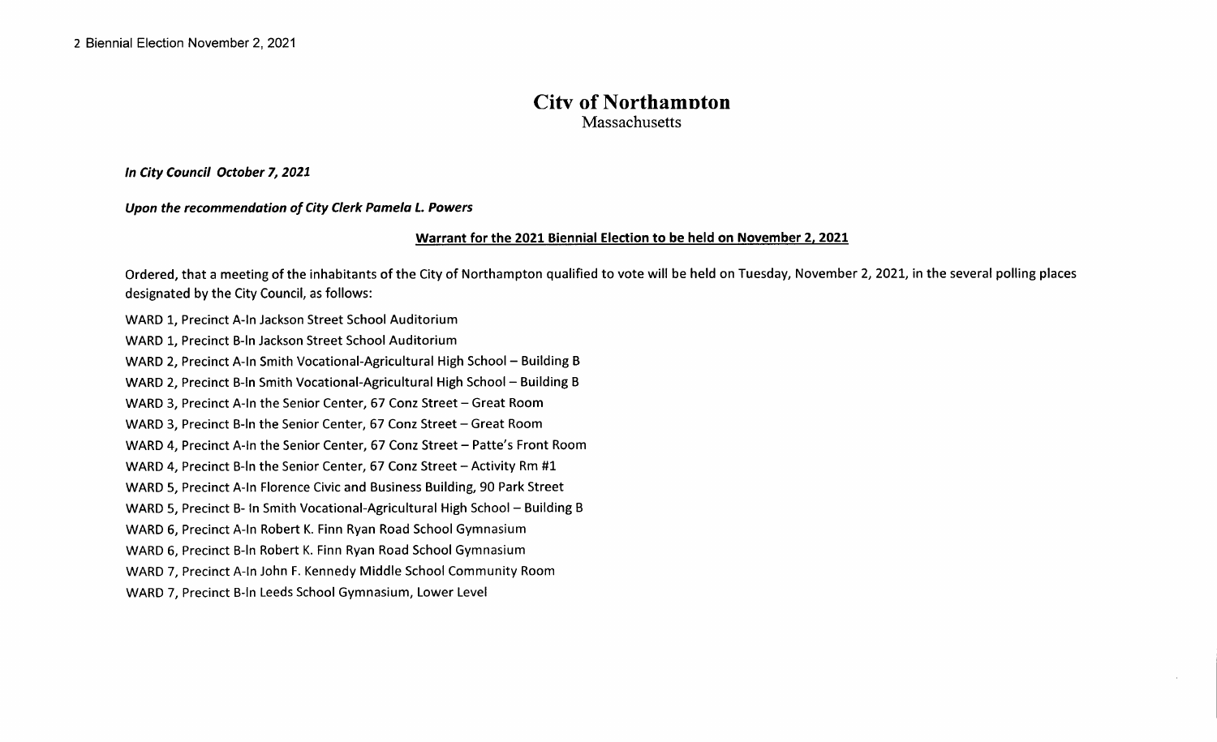# City of Northampton

Massachusetts

***In City Council October 7, 2021***

***Upon the recommendation of City Clerk Pamela L. Powers***

**Warrant for the 2021 Biennial Election to be held on November 2, 2021**

Ordered, that a meeting of the inhabitants of the City of Northampton qualified to vote will be held on Tuesday, November 2, 2021, in the several polling places designated by the City Council, as follows:

WARD 1, Precinct A-In Jackson Street School Auditorium

WARD 1, Precinct B-In Jackson Street School Auditorium

WARD 2, Precinct A-In Smith Vocational-Agricultural High School – Building B

WARD 2, Precinct B-In Smith Vocational-Agricultural High School – Building B

WARD 3, Precinct A-In the Senior Center, 67 Conz Street – Great Room

WARD 3, Precinct B-In the Senior Center, 67 Conz Street – Great Room

WARD 4, Precinct A-In the Senior Center, 67 Conz Street – Patte's Front Room

WARD 4, Precinct B-In the Senior Center, 67 Conz Street – Activity Rm #1

WARD 5, Precinct A-In Florence Civic and Business Building, 90 Park Street

WARD 5, Precinct B- In Smith Vocational-Agricultural High School – Building B

WARD 6, Precinct A-In Robert K. Finn Ryan Road School Gymnasium

WARD 6, Precinct B-In Robert K. Finn Ryan Road School Gymnasium

WARD 7, Precinct A-In John F. Kennedy Middle School Community Room

WARD 7, Precinct B-In Leeds School Gymnasium, Lower Level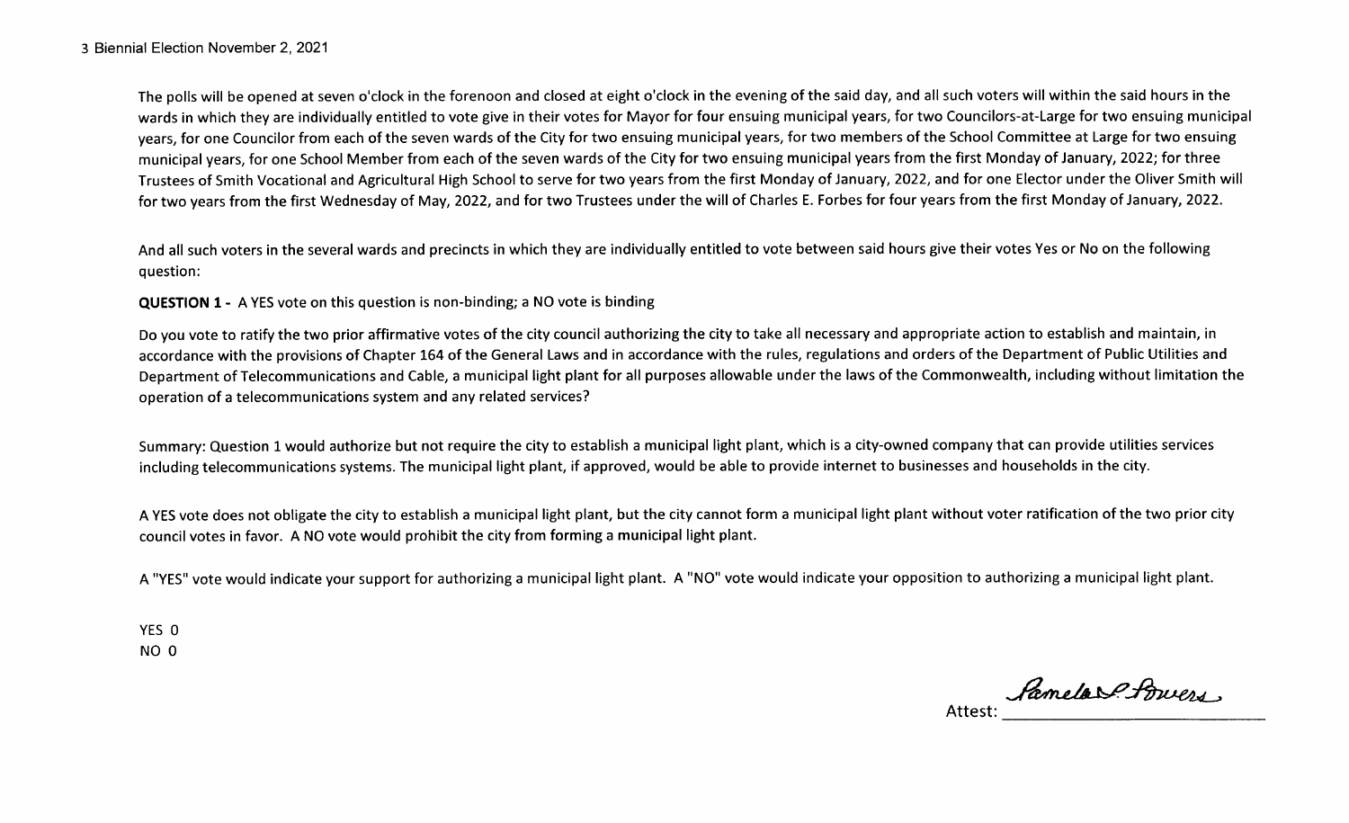The polls will be opened at seven o'clock in the forenoon and closed at eight o'clock in the evening of the said day, and all such voters will within the said hours in the wards in which they are individually entitled to vote give in their votes for Mayor for four ensuing municipal years, for two Councilors-at-Large for two ensuing municipal years, for one Councilor from each of the seven wards of the City for two ensuing municipal years, for two members of the School Committee at Large for two ensuing municipal years, for one School Member from each of the seven wards of the City for two ensuing municipal years from the first Monday of January, 2022; for three Trustees of Smith Vocational and Agricultural High School to serve for two years from the first Monday of January, 2022, and for one Elector under the Oliver Smith will for two years from the first Wednesday of May, 2022, and for two Trustees under the will of Charles E. Forbes for four years from the first Monday of January, 2022.

And all such voters in the several wards and precincts in which they are individually entitled to vote between said hours give their votes Yes or No on the following question:

**QUESTION 1 -** A YES vote on this question is non-binding; a NO vote is binding

Do you vote to ratify the two prior affirmative votes of the city council authorizing the city to take all necessary and appropriate action to establish and maintain, in accordance with the provisions of Chapter 164 of the General Laws and in accordance with the rules, regulations and orders of the Department of Public Utilities and Department of Telecommunications and Cable, a municipal light plant for all purposes allowable under the laws of the Commonwealth, including without limitation the operation of a telecommunications system and any related services?

Summary: Question 1 would authorize but not require the city to establish a municipal light plant, which is a city-owned company that can provide utilities services including telecommunications systems. The municipal light plant, if approved, would be able to provide internet to businesses and households in the city.

A YES vote does not obligate the city to establish a municipal light plant, but the city cannot form a municipal light plant without voter ratification of the two prior city council votes in favor. A NO vote would prohibit the city from forming a municipal light plant.

A "YES" vote would indicate your support for authorizing a municipal light plant. A "NO" vote would indicate your opposition to authorizing a municipal light plant.

YES 0
NO 0

Attest: Pamela P. Powers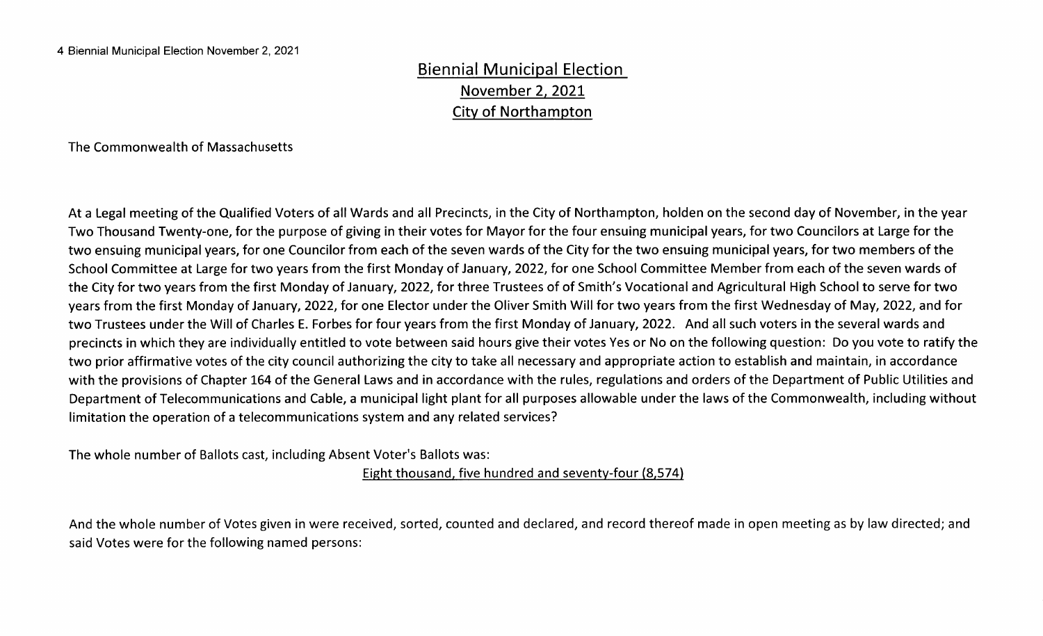# Biennial Municipal Election
## November 2, 2021
## City of Northampton

The Commonwealth of Massachusetts

At a Legal meeting of the Qualified Voters of all Wards and all Precincts, in the City of Northampton, holden on the second day of November, in the year Two Thousand Twenty-one, for the purpose of giving in their votes for Mayor for the four ensuing municipal years, for two Councilors at Large for the two ensuing municipal years, for one Councilor from each of the seven wards of the City for the two ensuing municipal years, for two members of the School Committee at Large for two years from the first Monday of January, 2022, for one School Committee Member from each of the seven wards of the City for two years from the first Monday of January, 2022, for three Trustees of of Smith's Vocational and Agricultural High School to serve for two years from the first Monday of January, 2022, for one Elector under the Oliver Smith Will for two years from the first Wednesday of May, 2022, and for two Trustees under the Will of Charles E. Forbes for four years from the first Monday of January, 2022. And all such voters in the several wards and precincts in which they are individually entitled to vote between said hours give their votes Yes or No on the following question: Do you vote to ratify the two prior affirmative votes of the city council authorizing the city to take all necessary and appropriate action to establish and maintain, in accordance with the provisions of Chapter 164 of the General Laws and in accordance with the rules, regulations and orders of the Department of Public Utilities and Department of Telecommunications and Cable, a municipal light plant for all purposes allowable under the laws of the Commonwealth, including without limitation the operation of a telecommunications system and any related services?

The whole number of Ballots cast, including Absent Voter's Ballots was:

Eight thousand, five hundred and seventy-four (8,574)

And the whole number of Votes given in were received, sorted, counted and declared, and record thereof made in open meeting as by law directed; and said Votes were for the following named persons: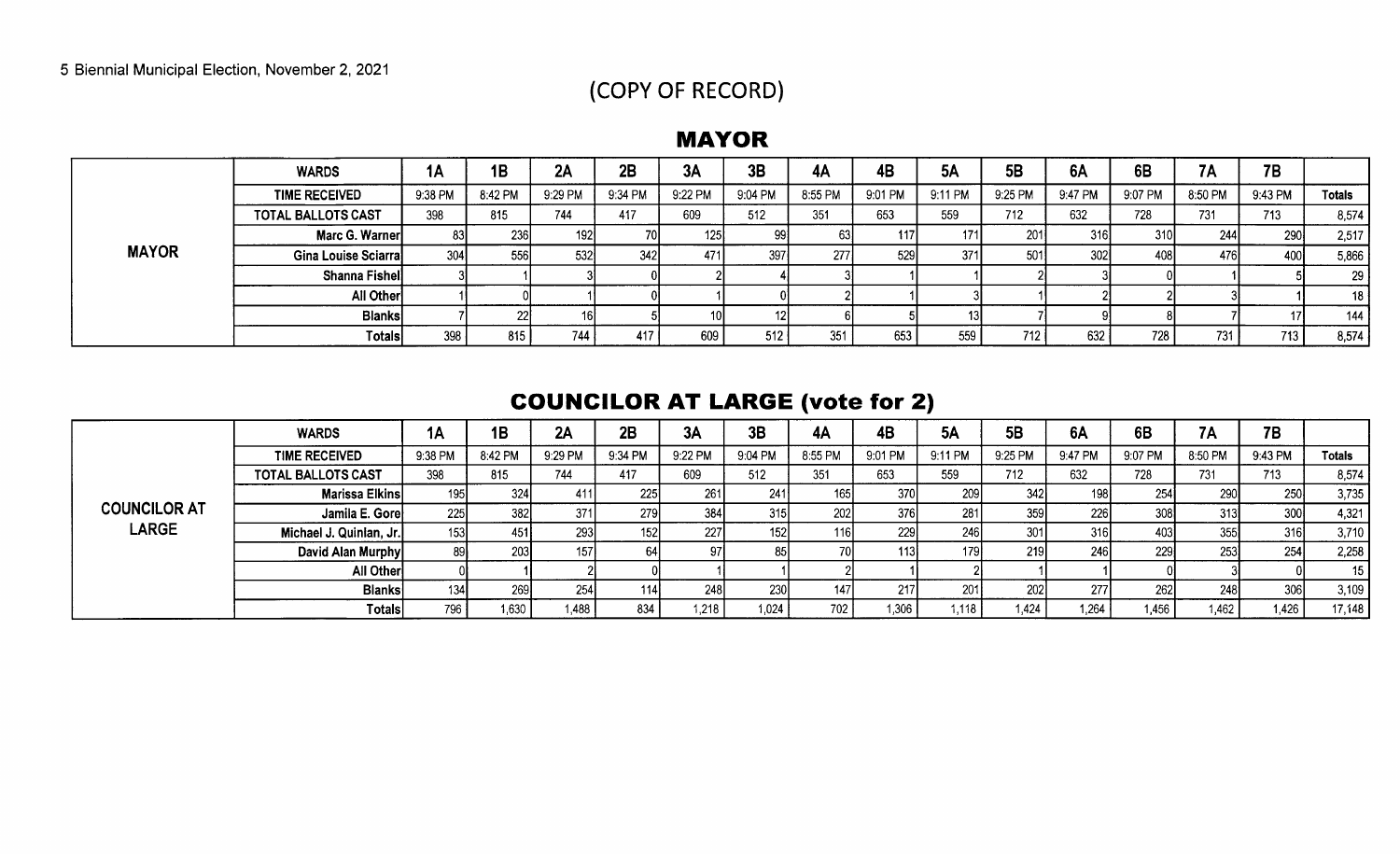5 Biennial Municipal Election, November 2, 2021

(COPY OF RECORD)

## MAYOR

| | WARDS | 1A | 1B | 2A | 2B | 3A | 3B | 4A | 4B | 5A | 5B | 6A | 6B | 7A | 7B | |
|---|---|---|---|---|---|---|---|---|---|---|---|---|---|---|---|---|
| | TIME RECEIVED | 9:38 PM | 8:42 PM | 9:29 PM | 9:34 PM | 9:22 PM | 9:04 PM | 8:55 PM | 9:01 PM | 9:11 PM | 9:25 PM | 9:47 PM | 9:07 PM | 8:50 PM | 9:43 PM | Totals |
| | TOTAL BALLOTS CAST | 398 | 815 | 744 | 417 | 609 | 512 | 351 | 653 | 559 | 712 | 632 | 728 | 731 | 713 | 8,574 |
| MAYOR | Marc G. Warner | 83 | 236 | 192 | 70 | 125 | 99 | 63 | 117 | 171 | 201 | 316 | 310 | 244 | 290 | 2,517 |
| | Gina Louise Sciarra | 304 | 556 | 532 | 342 | 471 | 397 | 277 | 529 | 371 | 501 | 302 | 408 | 476 | 400 | 5,866 |
| | Shanna Fishel | 3 | 1 | 3 | 0 | 2 | 4 | 3 | 1 | 1 | 2 | 3 | 0 | 1 | 5 | 29 |
| | All Other | 1 | 0 | 1 | 0 | 1 | 0 | 2 | 1 | 3 | 1 | 2 | 2 | 3 | 1 | 18 |
| | Blanks | 7 | 22 | 16 | 5 | 10 | 12 | 6 | 5 | 13 | 7 | 9 | 8 | 7 | 17 | 144 |
| | Totals | 398 | 815 | 744 | 417 | 609 | 512 | 351 | 653 | 559 | 712 | 632 | 728 | 731 | 713 | 8,574 |

## COUNCILOR AT LARGE (vote for 2)

| | WARDS | 1A | 1B | 2A | 2B | 3A | 3B | 4A | 4B | 5A | 5B | 6A | 6B | 7A | 7B | |
|---|---|---|---|---|---|---|---|---|---|---|---|---|---|---|---|---|
| | TIME RECEIVED | 9:38 PM | 8:42 PM | 9:29 PM | 9:34 PM | 9:22 PM | 9:04 PM | 8:55 PM | 9:01 PM | 9:11 PM | 9:25 PM | 9:47 PM | 9:07 PM | 8:50 PM | 9:43 PM | Totals |
| | TOTAL BALLOTS CAST | 398 | 815 | 744 | 417 | 609 | 512 | 351 | 653 | 559 | 712 | 632 | 728 | 731 | 713 | 8,574 |
| COUNCILOR AT LARGE | Marissa Elkins | 195 | 324 | 411 | 225 | 261 | 241 | 165 | 370 | 209 | 342 | 198 | 254 | 290 | 250 | 3,735 |
| | Jamila E. Gore | 225 | 382 | 371 | 279 | 384 | 315 | 202 | 376 | 281 | 359 | 226 | 308 | 313 | 300 | 4,321 |
| | Michael J. Quinlan, Jr. | 153 | 451 | 293 | 152 | 227 | 152 | 116 | 229 | 246 | 301 | 316 | 403 | 355 | 316 | 3,710 |
| | David Alan Murphy | 89 | 203 | 157 | 64 | 97 | 85 | 70 | 113 | 179 | 219 | 246 | 229 | 253 | 254 | 2,258 |
| | All Other | 0 | 1 | 2 | 0 | 1 | 1 | 2 | 1 | 2 | 1 | 1 | 0 | 3 | 0 | 15 |
| | Blanks | 134 | 269 | 254 | 114 | 248 | 230 | 147 | 217 | 201 | 202 | 277 | 262 | 248 | 306 | 3,109 |
| | Totals | 796 | 1,630 | 1,488 | 834 | 1,218 | 1,024 | 702 | 1,306 | 1,118 | 1,424 | 1,264 | 1,456 | 1,462 | 1,426 | 17,148 |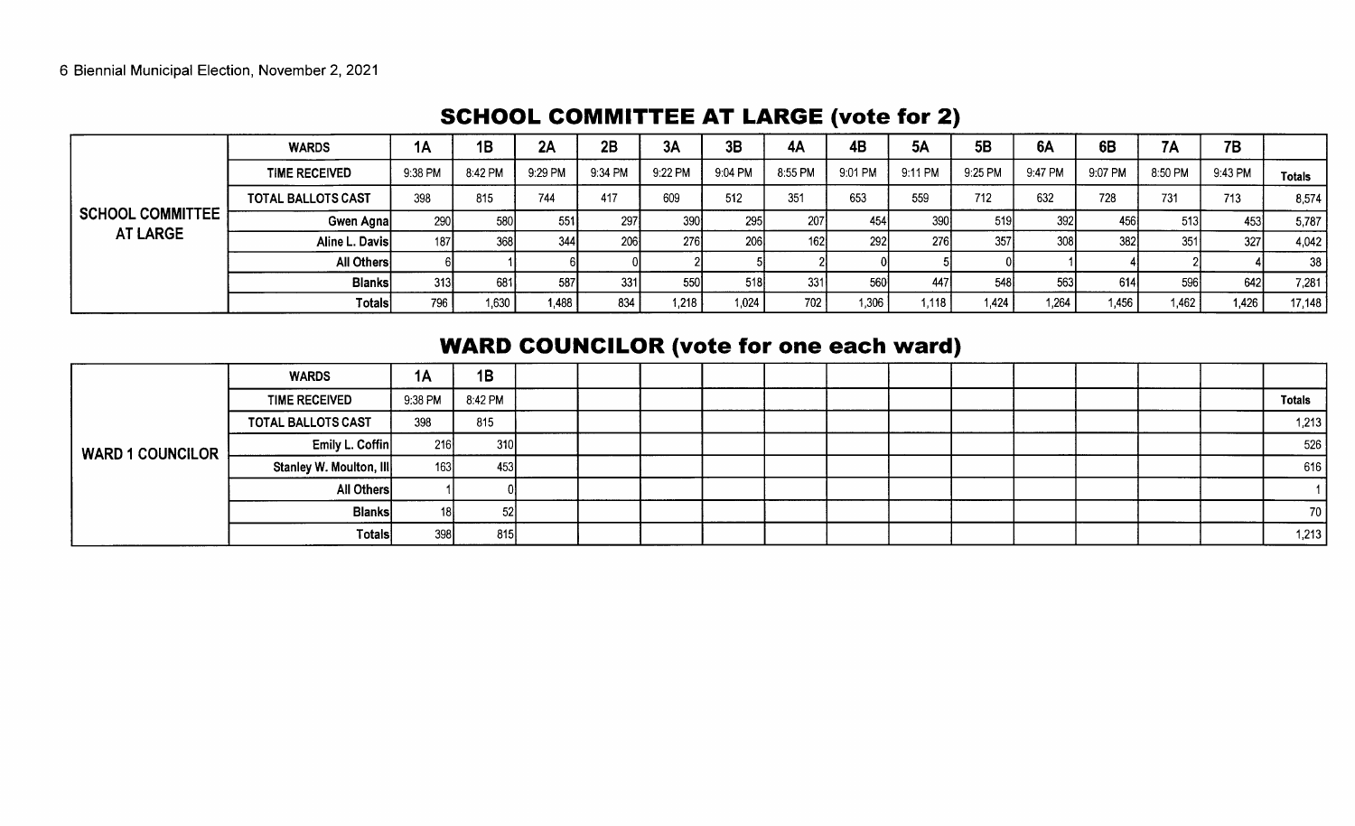## SCHOOL COMMITTEE AT LARGE (vote for 2)

| | WARDS | 1A | 1B | 2A | 2B | 3A | 3B | 4A | 4B | 5A | 5B | 6A | 6B | 7A | 7B | |
|---|---|---|---|---|---|---|---|---|---|---|---|---|---|---|---|---|
| SCHOOL COMMITTEE AT LARGE | TIME RECEIVED | 9:38 PM | 8:42 PM | 9:29 PM | 9:34 PM | 9:22 PM | 9:04 PM | 8:55 PM | 9:01 PM | 9:11 PM | 9:25 PM | 9:47 PM | 9:07 PM | 8:50 PM | 9:43 PM | Totals |
| | TOTAL BALLOTS CAST | 398 | 815 | 744 | 417 | 609 | 512 | 351 | 653 | 559 | 712 | 632 | 728 | 731 | 713 | 8,574 |
| | Gwen Agna | 290 | 580 | 551 | 297 | 390 | 295 | 207 | 454 | 390 | 519 | 392 | 456 | 513 | 453 | 5,787 |
| | Aline L. Davis | 187 | 368 | 344 | 206 | 276 | 206 | 162 | 292 | 276 | 357 | 308 | 382 | 351 | 327 | 4,042 |
| | All Others | 6 | 1 | 6 | 0 | 2 | 5 | 2 | 0 | 5 | 0 | 1 | 4 | 2 | 4 | 38 |
| | Blanks | 313 | 681 | 587 | 331 | 550 | 518 | 331 | 560 | 447 | 548 | 563 | 614 | 596 | 642 | 7,281 |
| | Totals | 796 | 1,630 | 1,488 | 834 | 1,218 | 1,024 | 702 | 1,306 | 1,118 | 1,424 | 1,264 | 1,456 | 1,462 | 1,426 | 17,148 |

## WARD COUNCILOR (vote for one each ward)

| | WARDS | 1A | 1B | | | | | | | | | | | | | |
|---|---|---|---|---|---|---|---|---|---|---|---|---|---|---|---|---|
| WARD 1 COUNCILOR | TIME RECEIVED | 9:38 PM | 8:42 PM | | | | | | | | | | | | | Totals |
| | TOTAL BALLOTS CAST | 398 | 815 | | | | | | | | | | | | | 1,213 |
| | Emily L. Coffin | 216 | 310 | | | | | | | | | | | | | 526 |
| | Stanley W. Moulton, III | 163 | 453 | | | | | | | | | | | | | 616 |
| | All Others | 1 | 0 | | | | | | | | | | | | | 1 |
| | Blanks | 18 | 52 | | | | | | | | | | | | | 70 |
| | Totals | 398 | 815 | | | | | | | | | | | | | 1,213 |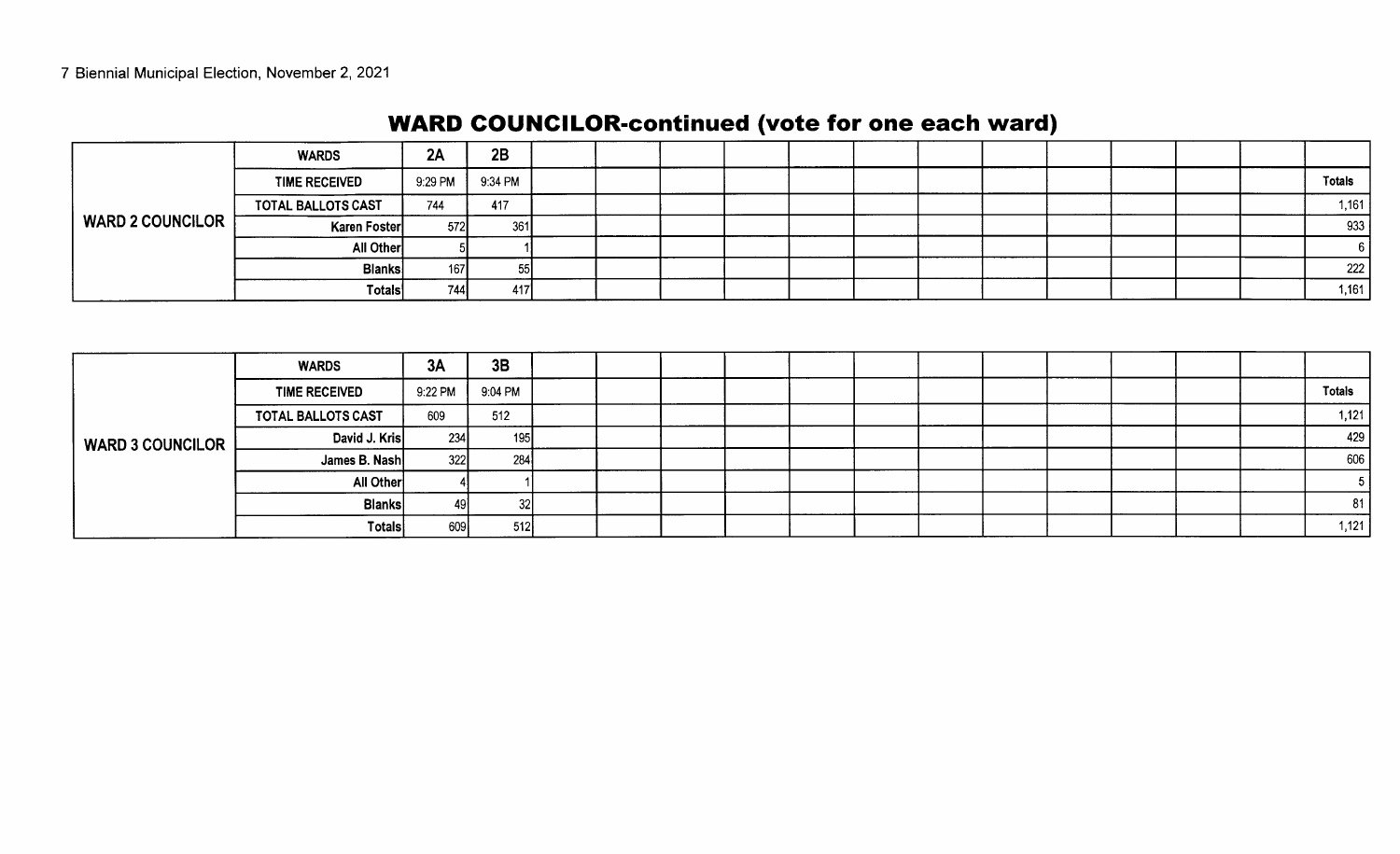## WARD COUNCILOR-continued (vote for one each ward)

| WARD 2 COUNCILOR | WARDS | 2A | 2B | Totals |
|---|---|---|---|---|
| | TIME RECEIVED | 9:29 PM | 9:34 PM | |
| | TOTAL BALLOTS CAST | 744 | 417 | 1,161 |
| | Karen Foster | 572 | 361 | 933 |
| | All Other | 5 | 1 | 6 |
| | Blanks | 167 | 55 | 222 |
| | Totals | 744 | 417 | 1,161 |

| WARD 3 COUNCILOR | WARDS | 3A | 3B | Totals |
|---|---|---|---|---|
| | TIME RECEIVED | 9:22 PM | 9:04 PM | |
| | TOTAL BALLOTS CAST | 609 | 512 | 1,121 |
| | David J. Kris | 234 | 195 | 429 |
| | James B. Nash | 322 | 284 | 606 |
| | All Other | 4 | 1 | 5 |
| | Blanks | 49 | 32 | 81 |
| | Totals | 609 | 512 | 1,121 |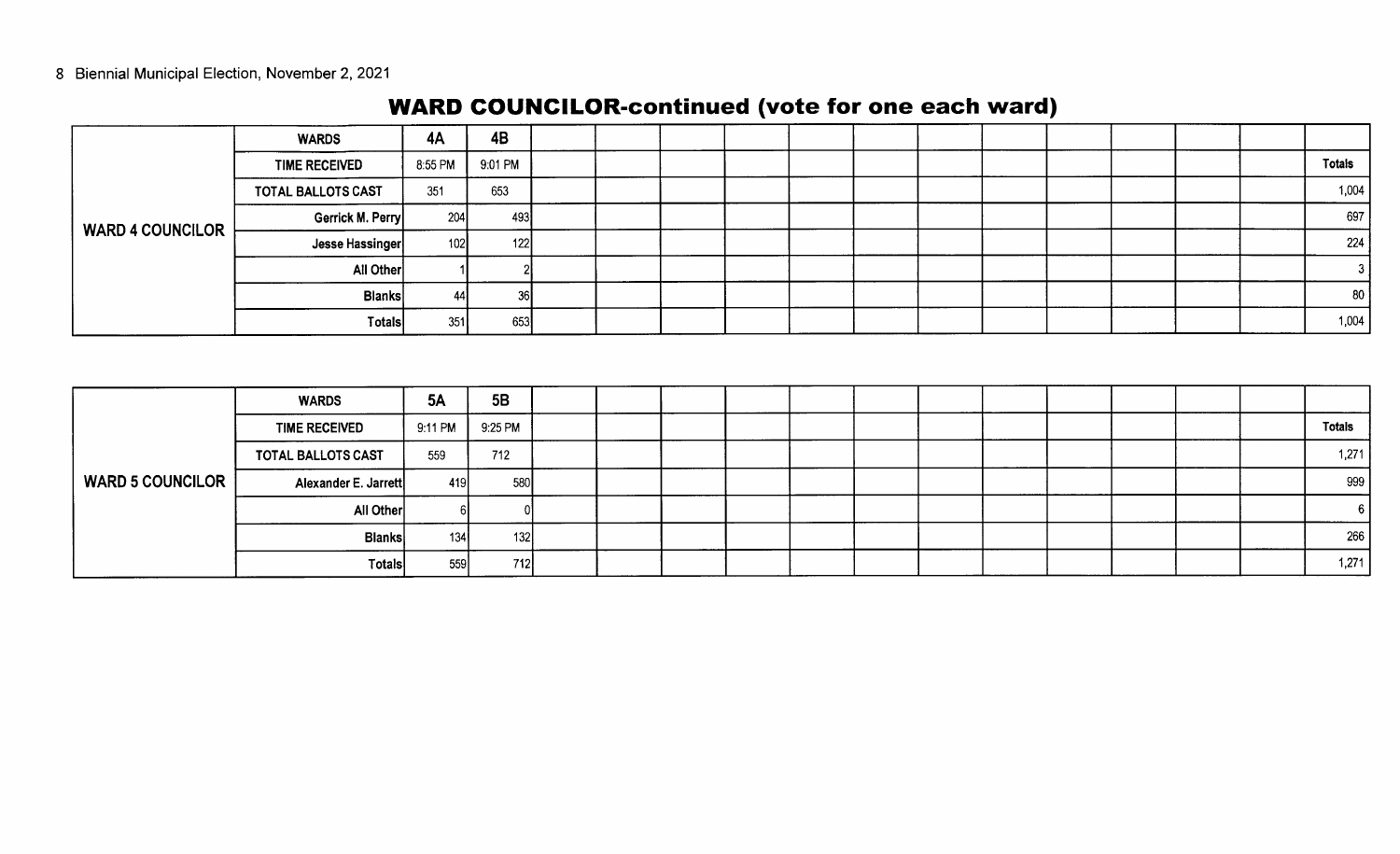Biennial Municipal Election, November 2, 2021

## WARD COUNCILOR-continued (vote for one each ward)

| | WARDS | 4A | 4B | | | | | | | | | | | | | |
|---|---|---|---|---|---|---|---|---|---|---|---|---|---|---|---|---|
| WARD 4 COUNCILOR | TIME RECEIVED | 8:55 PM | 9:01 PM | | | | | | | | | | | | | Totals |
| | TOTAL BALLOTS CAST | 351 | 653 | | | | | | | | | | | | | 1,004 |
| | Gerrick M. Perry | 204 | 493 | | | | | | | | | | | | | 697 |
| | Jesse Hassinger | 102 | 122 | | | | | | | | | | | | | 224 |
| | All Other | 1 | 2 | | | | | | | | | | | | | 3 |
| | Blanks | 44 | 36 | | | | | | | | | | | | | 80 |
| | Totals | 351 | 653 | | | | | | | | | | | | | 1,004 |

| | WARDS | 5A | 5B | | | | | | | | | | | | | |
|---|---|---|---|---|---|---|---|---|---|---|---|---|---|---|---|---|
| WARD 5 COUNCILOR | TIME RECEIVED | 9:11 PM | 9:25 PM | | | | | | | | | | | | | Totals |
| | TOTAL BALLOTS CAST | 559 | 712 | | | | | | | | | | | | | 1,271 |
| | Alexander E. Jarrett | 419 | 580 | | | | | | | | | | | | | 999 |
| | All Other | 6 | 0 | | | | | | | | | | | | | 6 |
| | Blanks | 134 | 132 | | | | | | | | | | | | | 266 |
| | Totals | 559 | 712 | | | | | | | | | | | | | 1,271 |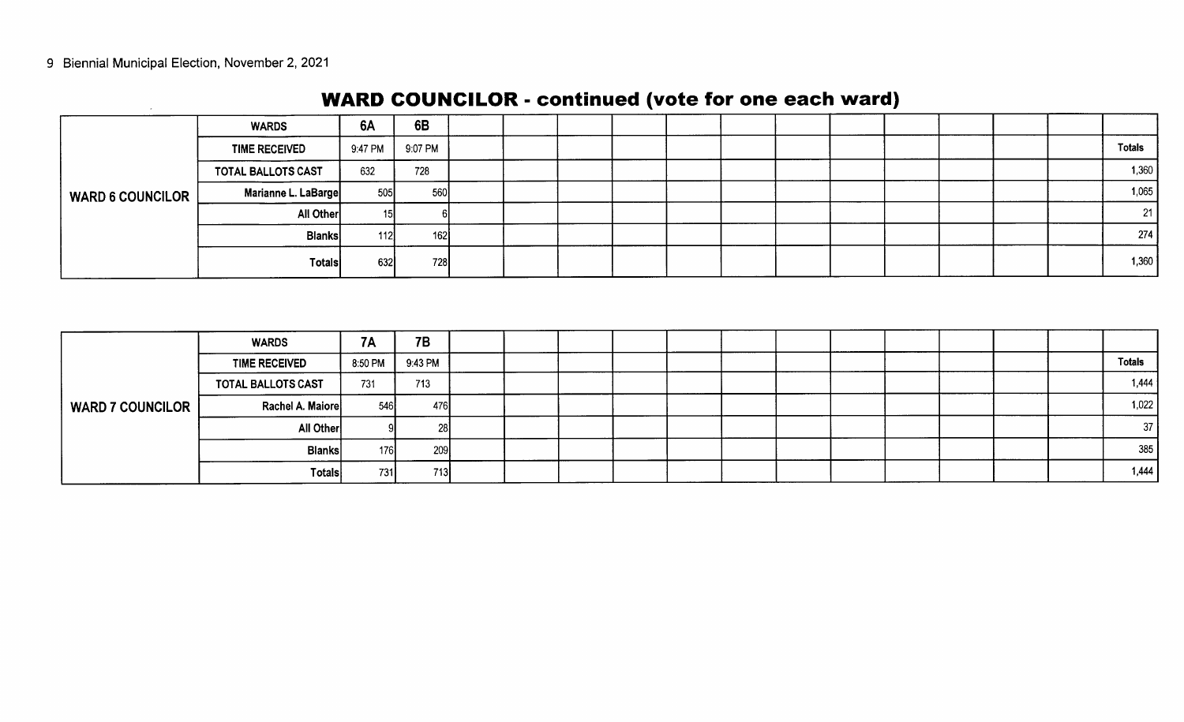## WARD COUNCILOR - continued (vote for one each ward)

| | WARDS | 6A | 6B | Totals |
|---|---|---|---|---|
| WARD 6 COUNCILOR | TIME RECEIVED | 9:47 PM | 9:07 PM | |
| | TOTAL BALLOTS CAST | 632 | 728 | 1,360 |
| | Marianne L. LaBarge | 505 | 560 | 1,065 |
| | All Other | 15 | 6 | 21 |
| | Blanks | 112 | 162 | 274 |
| | Totals | 632 | 728 | 1,360 |

| | WARDS | 7A | 7B | Totals |
|---|---|---|---|---|
| WARD 7 COUNCILOR | TIME RECEIVED | 8:50 PM | 9:43 PM | |
| | TOTAL BALLOTS CAST | 731 | 713 | 1,444 |
| | Rachel A. Maiore | 546 | 476 | 1,022 |
| | All Other | 9 | 28 | 37 |
| | Blanks | 176 | 209 | 385 |
| | Totals | 731 | 713 | 1,444 |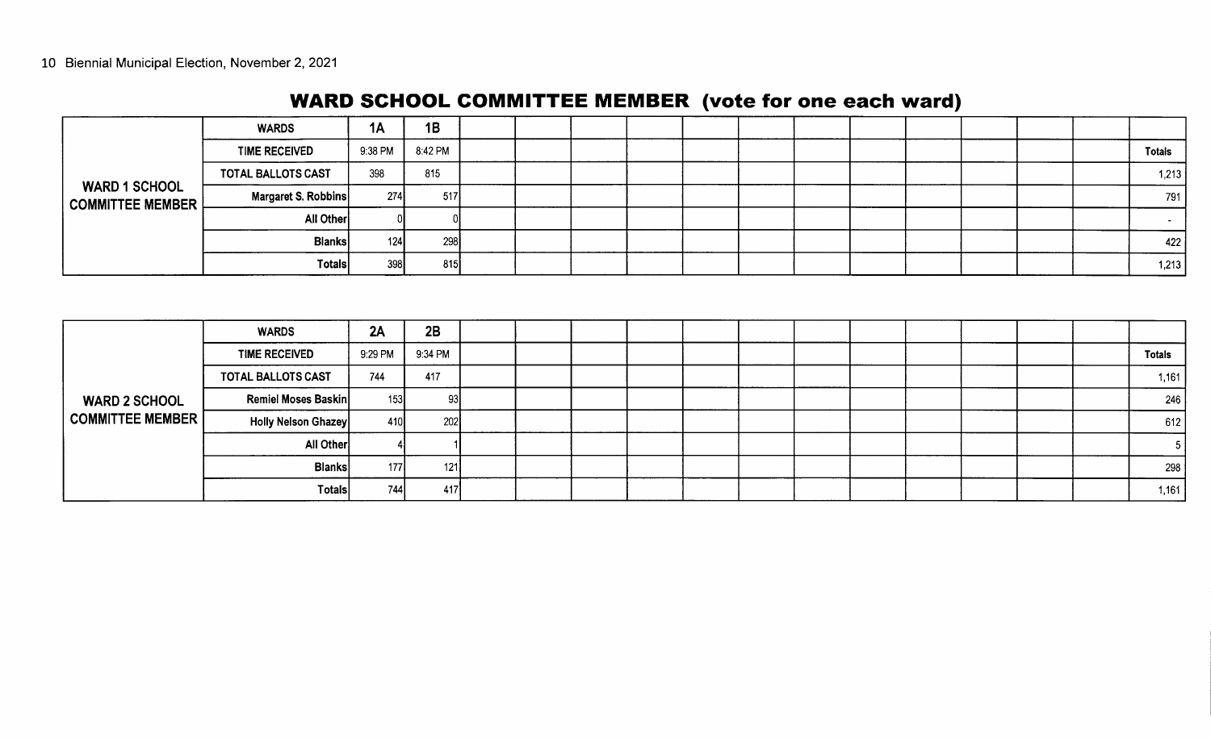## WARD SCHOOL COMMITTEE MEMBER (vote for one each ward)

| | WARDS | 1A | 1B | | | | | | | | | | | | | |
|---|---|---|---|---|---|---|---|---|---|---|---|---|---|---|---|---|
| | TIME RECEIVED | 9:38 PM | 8:42 PM | | | | | | | | | | | | | Totals |
| | TOTAL BALLOTS CAST | 398 | 815 | | | | | | | | | | | | | 1,213 |
| WARD 1 SCHOOL COMMITTEE MEMBER | Margaret S. Robbins | 274 | 517 | | | | | | | | | | | | | 791 |
| | All Other | 0 | 0 | | | | | | | | | | | | | - |
| | Blanks | 124 | 298 | | | | | | | | | | | | | 422 |
| | Totals | 398 | 815 | | | | | | | | | | | | | 1,213 |

| | WARDS | 2A | 2B | | | | | | | | | | | | | |
|---|---|---|---|---|---|---|---|---|---|---|---|---|---|---|---|---|
| | TIME RECEIVED | 9:29 PM | 9:34 PM | | | | | | | | | | | | | Totals |
| | TOTAL BALLOTS CAST | 744 | 417 | | | | | | | | | | | | | 1,161 |
| WARD 2 SCHOOL COMMITTEE MEMBER | Remiel Moses Baskin | 153 | 93 | | | | | | | | | | | | | 246 |
| | Holly Nelson Ghazey | 410 | 202 | | | | | | | | | | | | | 612 |
| | All Other | 4 | 1 | | | | | | | | | | | | | 5 |
| | Blanks | 177 | 121 | | | | | | | | | | | | | 298 |
| | Totals | 744 | 417 | | | | | | | | | | | | | 1,161 |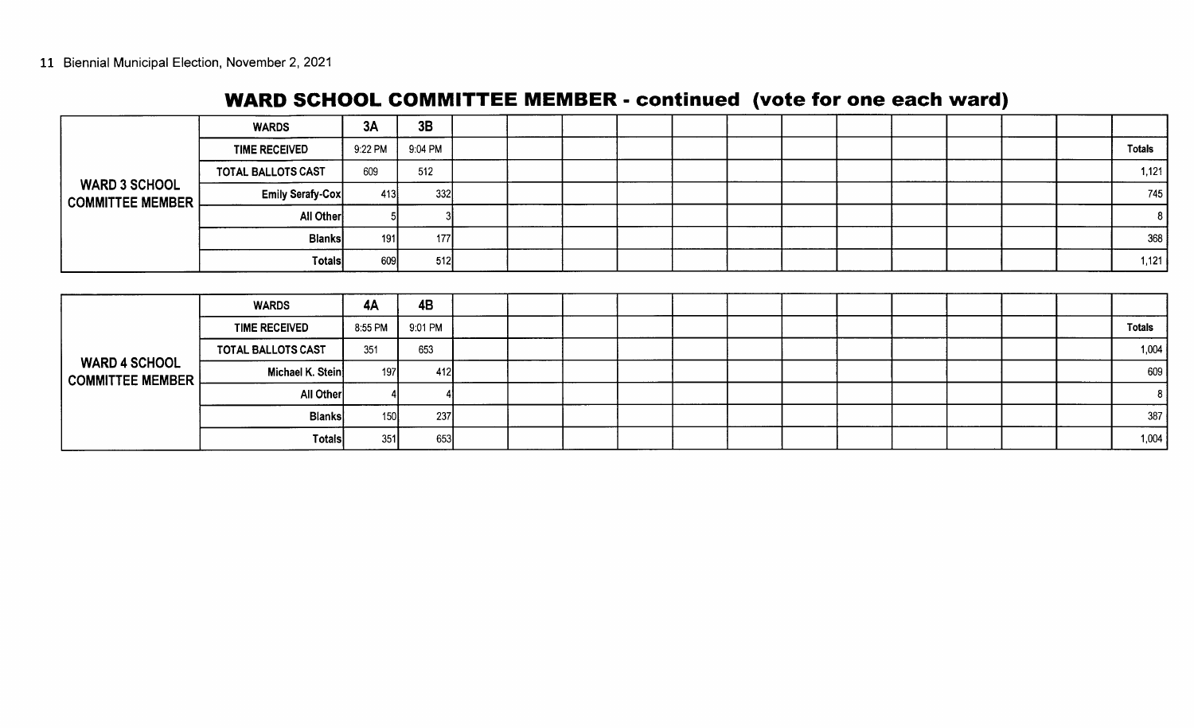## WARD SCHOOL COMMITTEE MEMBER - continued (vote for one each ward)

| | WARDS | 3A | 3B | Totals |
|---|---|---|---|---|
| | TIME RECEIVED | 9:22 PM | 9:04 PM | |
| WARD 3 SCHOOL COMMITTEE MEMBER | TOTAL BALLOTS CAST | 609 | 512 | 1,121 |
| | Emily Serafy-Cox | 413 | 332 | 745 |
| | All Other | 5 | 3 | 8 |
| | Blanks | 191 | 177 | 368 |
| | Totals | 609 | 512 | 1,121 |

| | WARDS | 4A | 4B | Totals |
|---|---|---|---|---|
| | TIME RECEIVED | 8:55 PM | 9:01 PM | |
| WARD 4 SCHOOL COMMITTEE MEMBER | TOTAL BALLOTS CAST | 351 | 653 | 1,004 |
| | Michael K. Stein | 197 | 412 | 609 |
| | All Other | 4 | 4 | 8 |
| | Blanks | 150 | 237 | 387 |
| | Totals | 351 | 653 | 1,004 |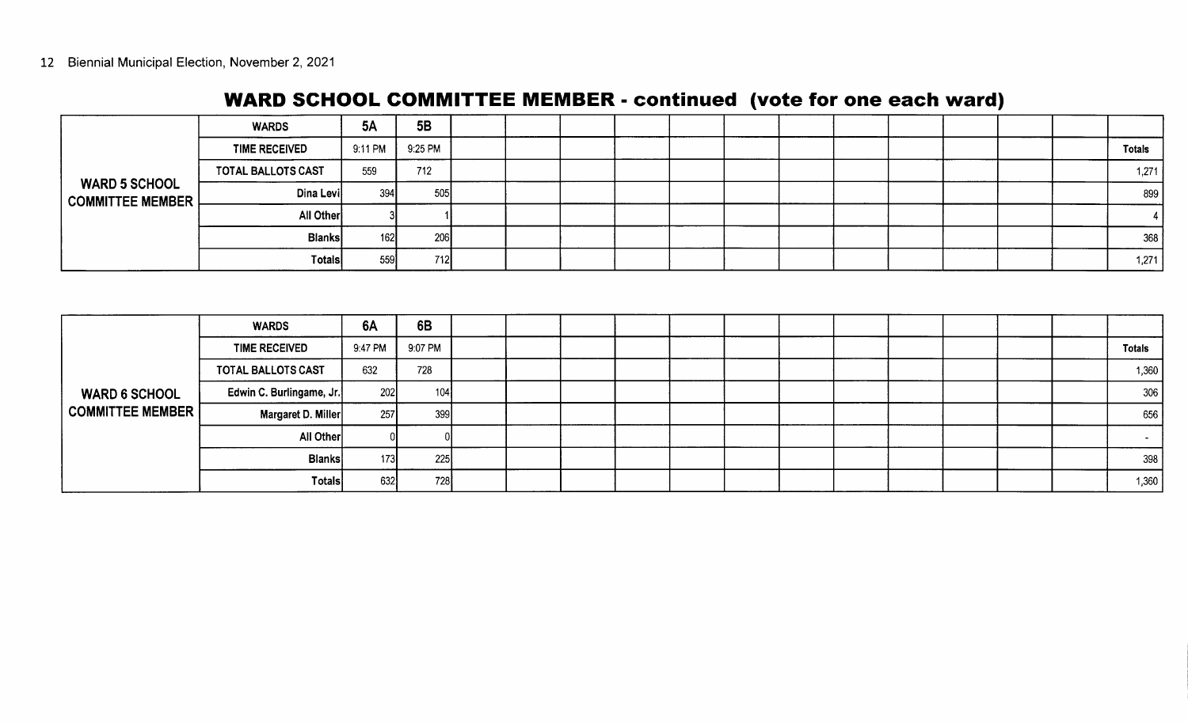## WARD SCHOOL COMMITTEE MEMBER - continued (vote for one each ward)

| | WARDS | 5A | 5B | Totals |
|---|---|---|---|---|
| **WARD 5 SCHOOL COMMITTEE MEMBER** | TIME RECEIVED | 9:11 PM | 9:25 PM | |
| | TOTAL BALLOTS CAST | 559 | 712 | 1,271 |
| | Dina Levi | 394 | 505 | 899 |
| | All Other | 3 | 1 | 4 |
| | Blanks | 162 | 206 | 368 |
| | Totals | 559 | 712 | 1,271 |

| | WARDS | 6A | 6B | Totals |
|---|---|---|---|---|
| **WARD 6 SCHOOL COMMITTEE MEMBER** | TIME RECEIVED | 9:47 PM | 9:07 PM | |
| | TOTAL BALLOTS CAST | 632 | 728 | 1,360 |
| | Edwin C. Burlingame, Jr. | 202 | 104 | 306 |
| | Margaret D. Miller | 257 | 399 | 656 |
| | All Other | 0 | 0 | - |
| | Blanks | 173 | 225 | 398 |
| | Totals | 632 | 728 | 1,360 |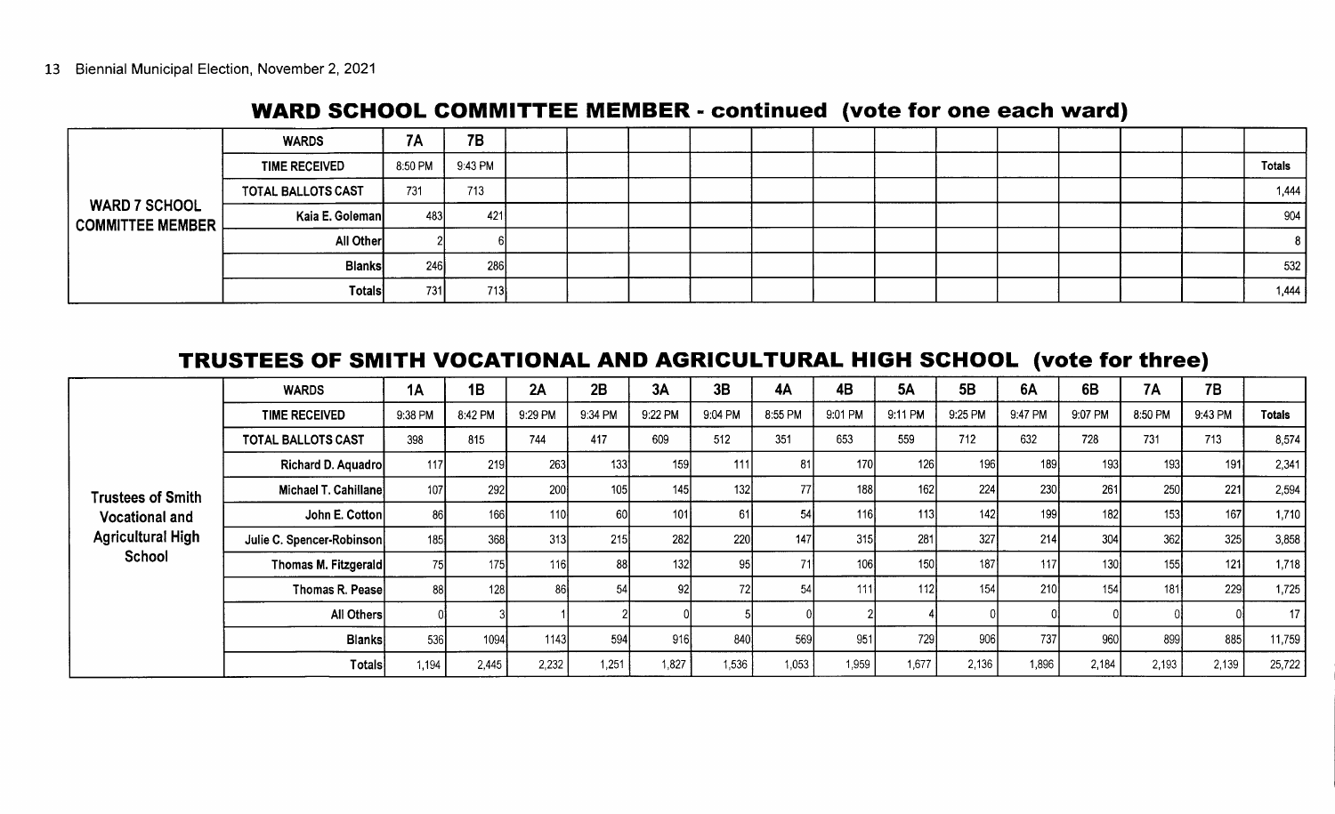## WARD SCHOOL COMMITTEE MEMBER - continued (vote for one each ward)

| | WARDS | 7A | 7B | | | | | | | | | | | | | |
|---|---|---|---|---|---|---|---|---|---|---|---|---|---|---|---|---|
| | TIME RECEIVED | 8:50 PM | 9:43 PM | | | | | | | | | | | | | Totals |
| WARD 7 SCHOOL COMMITTEE MEMBER | TOTAL BALLOTS CAST | 731 | 713 | | | | | | | | | | | | | 1,444 |
| | Kaia E. Goleman | 483 | 421 | | | | | | | | | | | | | 904 |
| | All Other | 2 | 6 | | | | | | | | | | | | | 8 |
| | Blanks | 246 | 286 | | | | | | | | | | | | | 532 |
| | Totals | 731 | 713 | | | | | | | | | | | | | 1,444 |

## TRUSTEES OF SMITH VOCATIONAL AND AGRICULTURAL HIGH SCHOOL (vote for three)

| | WARDS | 1A | 1B | 2A | 2B | 3A | 3B | 4A | 4B | 5A | 5B | 6A | 6B | 7A | 7B | |
|---|---|---|---|---|---|---|---|---|---|---|---|---|---|---|---|---|
| | TIME RECEIVED | 9:38 PM | 8:42 PM | 9:29 PM | 9:34 PM | 9:22 PM | 9:04 PM | 8:55 PM | 9:01 PM | 9:11 PM | 9:25 PM | 9:47 PM | 9:07 PM | 8:50 PM | 9:43 PM | Totals |
| | TOTAL BALLOTS CAST | 398 | 815 | 744 | 417 | 609 | 512 | 351 | 653 | 559 | 712 | 632 | 728 | 731 | 713 | 8,574 |
| | Richard D. Aquadro | 117 | 219 | 263 | 133 | 159 | 111 | 81 | 170 | 126 | 196 | 189 | 193 | 193 | 191 | 2,341 |
| Trustees of Smith Vocational and Agricultural High School | Michael T. Cahillane | 107 | 292 | 200 | 105 | 145 | 132 | 77 | 188 | 162 | 224 | 230 | 261 | 250 | 221 | 2,594 |
| | John E. Cotton | 86 | 166 | 110 | 60 | 101 | 61 | 54 | 116 | 113 | 142 | 199 | 182 | 153 | 167 | 1,710 |
| | Julie C. Spencer-Robinson | 185 | 368 | 313 | 215 | 282 | 220 | 147 | 315 | 281 | 327 | 214 | 304 | 362 | 325 | 3,858 |
| | Thomas M. Fitzgerald | 75 | 175 | 116 | 88 | 132 | 95 | 71 | 106 | 150 | 187 | 117 | 130 | 155 | 121 | 1,718 |
| | Thomas R. Pease | 88 | 128 | 86 | 54 | 92 | 72 | 54 | 111 | 112 | 154 | 210 | 154 | 181 | 229 | 1,725 |
| | All Others | 0 | 3 | 1 | 2 | 0 | 5 | 0 | 2 | 4 | 0 | 0 | 0 | 0 | 0 | 17 |
| | Blanks | 536 | 1094 | 1143 | 594 | 916 | 840 | 569 | 951 | 729 | 906 | 737 | 960 | 899 | 885 | 11,759 |
| | Totals | 1,194 | 2,445 | 2,232 | 1,251 | 1,827 | 1,536 | 1,053 | 1,959 | 1,677 | 2,136 | 1,896 | 2,184 | 2,193 | 2,139 | 25,722 |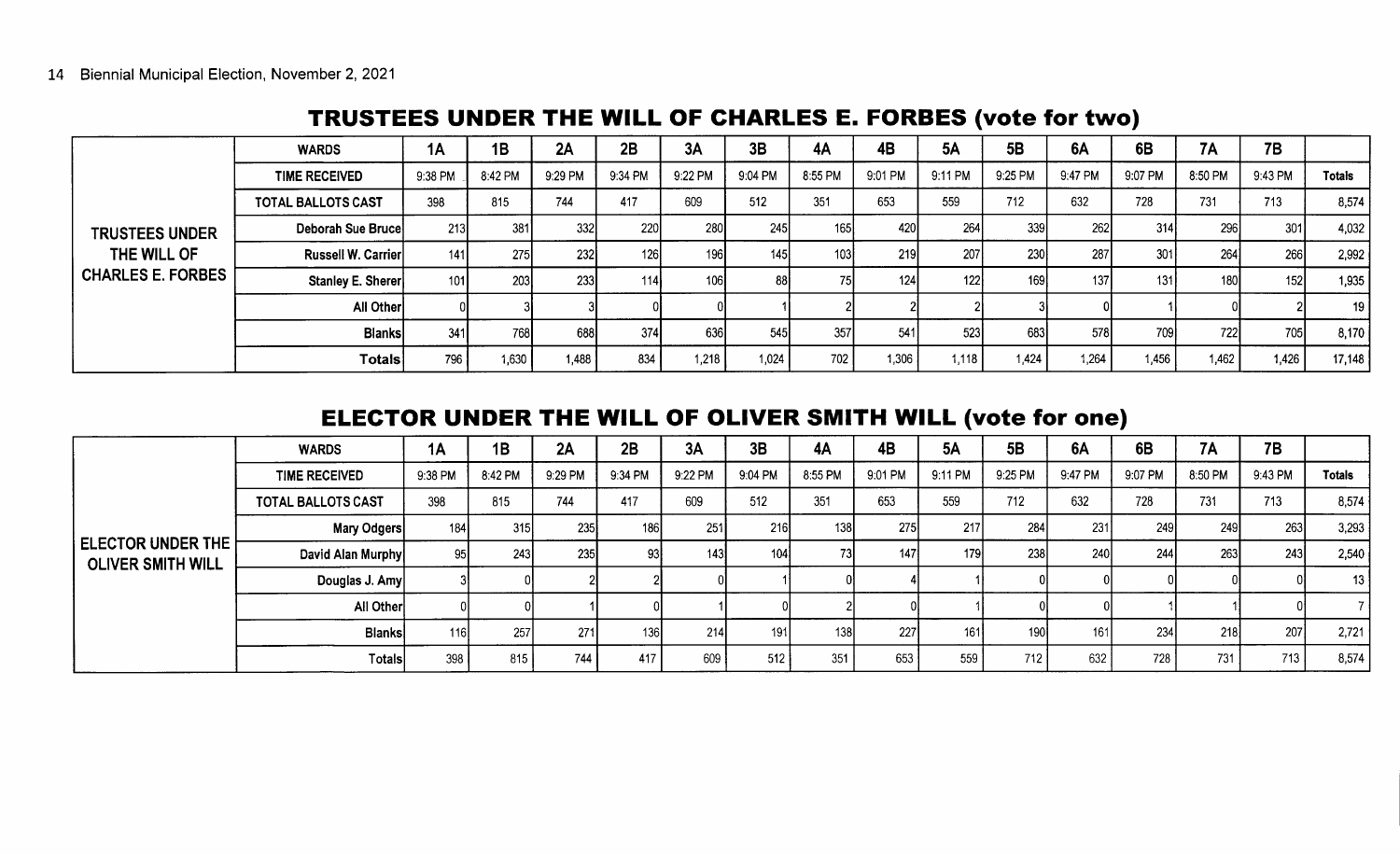## TRUSTEES UNDER THE WILL OF CHARLES E. FORBES (vote for two)

| | WARDS | 1A | 1B | 2A | 2B | 3A | 3B | 4A | 4B | 5A | 5B | 6A | 6B | 7A | 7B | |
|---|---|---|---|---|---|---|---|---|---|---|---|---|---|---|---|---|
| | TIME RECEIVED | 9:38 PM | 8:42 PM | 9:29 PM | 9:34 PM | 9:22 PM | 9:04 PM | 8:55 PM | 9:01 PM | 9:11 PM | 9:25 PM | 9:47 PM | 9:07 PM | 8:50 PM | 9:43 PM | Totals |
| | TOTAL BALLOTS CAST | 398 | 815 | 744 | 417 | 609 | 512 | 351 | 653 | 559 | 712 | 632 | 728 | 731 | 713 | 8,574 |
| TRUSTEES UNDER THE WILL OF CHARLES E. FORBES | Deborah Sue Bruce | 213 | 381 | 332 | 220 | 280 | 245 | 165 | 420 | 264 | 339 | 262 | 314 | 296 | 301 | 4,032 |
| | Russell W. Carrier | 141 | 275 | 232 | 126 | 196 | 145 | 103 | 219 | 207 | 230 | 287 | 301 | 264 | 266 | 2,992 |
| | Stanley E. Sherer | 101 | 203 | 233 | 114 | 106 | 88 | 75 | 124 | 122 | 169 | 137 | 131 | 180 | 152 | 1,935 |
| | All Other | 0 | 3 | 3 | 0 | 0 | 1 | 2 | 2 | 2 | 3 | 0 | 1 | 0 | 2 | 19 |
| | Blanks | 341 | 768 | 688 | 374 | 636 | 545 | 357 | 541 | 523 | 683 | 578 | 709 | 722 | 705 | 8,170 |
| | Totals | 796 | 1,630 | 1,488 | 834 | 1,218 | 1,024 | 702 | 1,306 | 1,118 | 1,424 | 1,264 | 1,456 | 1,462 | 1,426 | 17,148 |

## ELECTOR UNDER THE WILL OF OLIVER SMITH WILL (vote for one)

| | WARDS | 1A | 1B | 2A | 2B | 3A | 3B | 4A | 4B | 5A | 5B | 6A | 6B | 7A | 7B | |
|---|---|---|---|---|---|---|---|---|---|---|---|---|---|---|---|---|
| | TIME RECEIVED | 9:38 PM | 8:42 PM | 9:29 PM | 9:34 PM | 9:22 PM | 9:04 PM | 8:55 PM | 9:01 PM | 9:11 PM | 9:25 PM | 9:47 PM | 9:07 PM | 8:50 PM | 9:43 PM | Totals |
| | TOTAL BALLOTS CAST | 398 | 815 | 744 | 417 | 609 | 512 | 351 | 653 | 559 | 712 | 632 | 728 | 731 | 713 | 8,574 |
| ELECTOR UNDER THE OLIVER SMITH WILL | Mary Odgers | 184 | 315 | 235 | 186 | 251 | 216 | 138 | 275 | 217 | 284 | 231 | 249 | 249 | 263 | 3,293 |
| | David Alan Murphy | 95 | 243 | 235 | 93 | 143 | 104 | 73 | 147 | 179 | 238 | 240 | 244 | 263 | 243 | 2,540 |
| | Douglas J. Amy | 3 | 0 | 2 | 2 | 0 | 1 | 0 | 4 | 1 | 0 | 0 | 0 | 0 | 0 | 13 |
| | All Other | 0 | 0 | 1 | 0 | 1 | 0 | 2 | 0 | 1 | 0 | 0 | 1 | 1 | 0 | 7 |
| | Blanks | 116 | 257 | 271 | 136 | 214 | 191 | 138 | 227 | 161 | 190 | 161 | 234 | 218 | 207 | 2,721 |
| | Totals | 398 | 815 | 744 | 417 | 609 | 512 | 351 | 653 | 559 | 712 | 632 | 728 | 731 | 713 | 8,574 |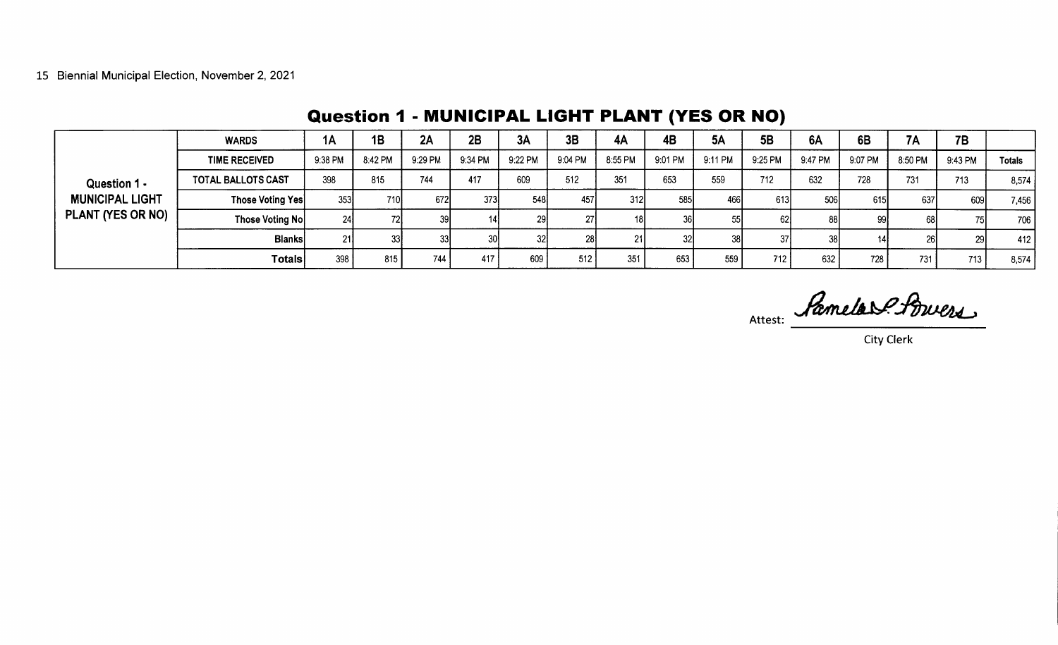Biennial Municipal Election, November 2, 2021

## Question 1 - MUNICIPAL LIGHT PLANT (YES OR NO)

| | WARDS | 1A | 1B | 2A | 2B | 3A | 3B | 4A | 4B | 5A | 5B | 6A | 6B | 7A | 7B | |
|---|---|---|---|---|---|---|---|---|---|---|---|---|---|---|---|---|
| | TIME RECEIVED | 9:38 PM | 8:42 PM | 9:29 PM | 9:34 PM | 9:22 PM | 9:04 PM | 8:55 PM | 9:01 PM | 9:11 PM | 9:25 PM | 9:47 PM | 9:07 PM | 8:50 PM | 9:43 PM | Totals |
| Question 1 - MUNICIPAL LIGHT PLANT (YES OR NO) | TOTAL BALLOTS CAST | 398 | 815 | 744 | 417 | 609 | 512 | 351 | 653 | 559 | 712 | 632 | 728 | 731 | 713 | 8,574 |
| | Those Voting Yes | 353 | 710 | 672 | 373 | 548 | 457 | 312 | 585 | 466 | 613 | 506 | 615 | 637 | 609 | 7,456 |
| | Those Voting No | 24 | 72 | 39 | 14 | 29 | 27 | 18 | 36 | 55 | 62 | 88 | 99 | 68 | 75 | 706 |
| | Blanks | 21 | 33 | 33 | 30 | 32 | 28 | 21 | 32 | 38 | 37 | 38 | 14 | 26 | 29 | 412 |
| | Totals | 398 | 815 | 744 | 417 | 609 | 512 | 351 | 653 | 559 | 712 | 632 | 728 | 731 | 713 | 8,574 |

Attest: Pamela P. Powers

City Clerk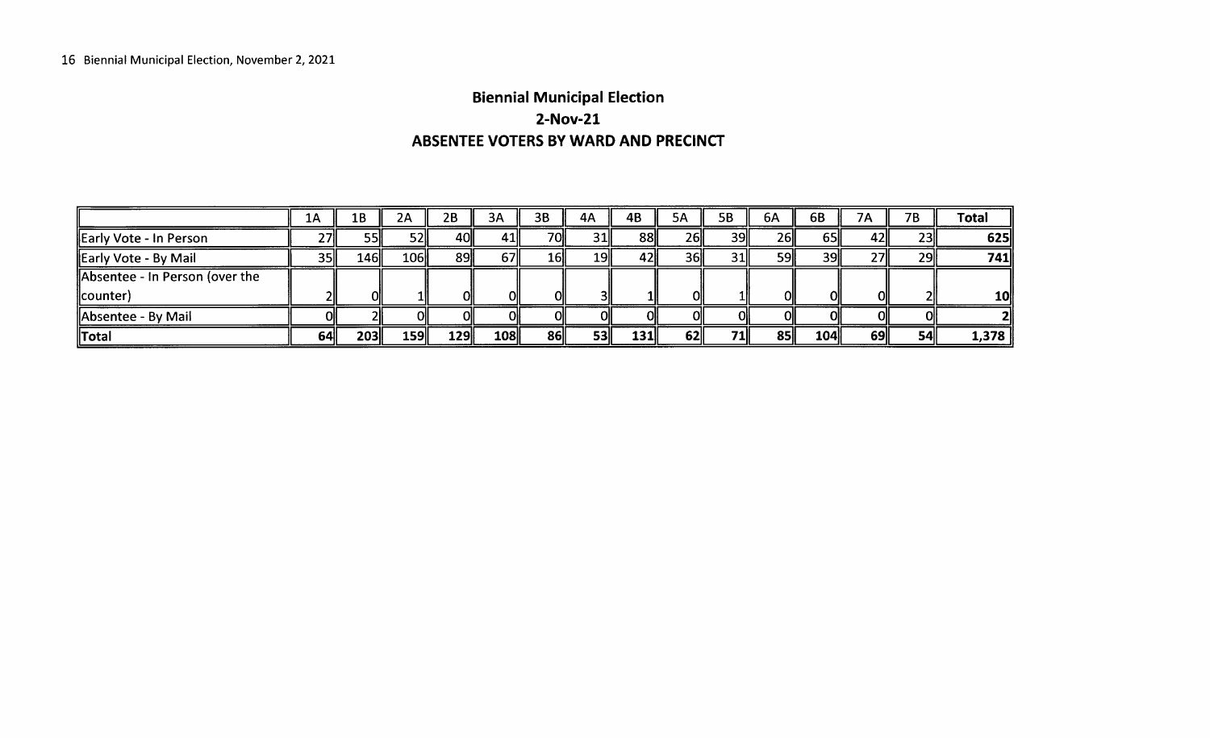## Biennial Municipal Election

## 2-Nov-21

## ABSENTEE VOTERS BY WARD AND PRECINCT

| | 1A | 1B | 2A | 2B | 3A | 3B | 4A | 4B | 5A | 5B | 6A | 6B | 7A | 7B | Total |
|---|---|---|---|---|---|---|---|---|---|---|---|---|---|---|---|
| Early Vote - In Person | 27 | 55 | 52 | 40 | 41 | 70 | 31 | 88 | 26 | 39 | 26 | 65 | 42 | 23 | **625** |
| Early Vote - By Mail | 35 | 146 | 106 | 89 | 67 | 16 | 19 | 42 | 36 | 31 | 59 | 39 | 27 | 29 | **741** |
| Absentee - In Person (over the counter) | 2 | 0 | 1 | 0 | 0 | 0 | 3 | 1 | 0 | 1 | 0 | 0 | 0 | 2 | **10** |
| Absentee - By Mail | 0 | 2 | 0 | 0 | 0 | 0 | 0 | 0 | 0 | 0 | 0 | 0 | 0 | 0 | **2** |
| **Total** | **64** | **203** | **159** | **129** | **108** | **86** | **53** | **131** | **62** | **71** | **85** | **104** | **69** | **54** | **1,378** |